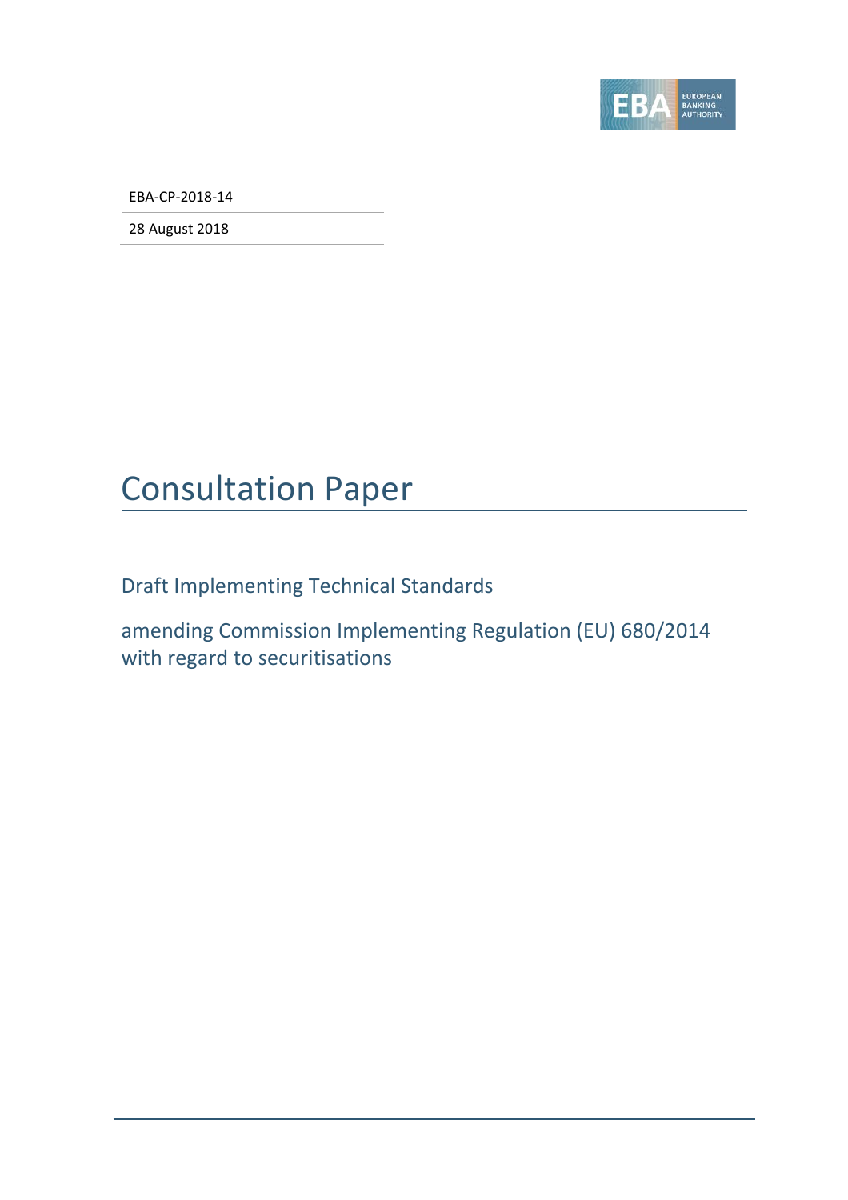EBA-CP-2018-14

28 August 2018

# Consultation Paper

## Draft Implementing Technical Standards

## amending Commission Implementing Regulation (EU) 680/2014 with regard to securitisations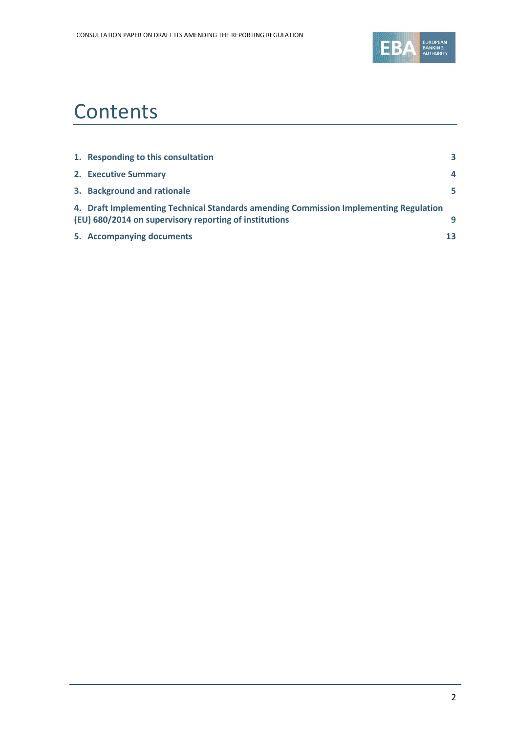# Contents

| | |
|---|---|
| **1. Responding to this consultation** | **3** |
| **2. Executive Summary** | **4** |
| **3. Background and rationale** | **5** |
| **4. Draft Implementing Technical Standards amending Commission Implementing Regulation (EU) 680/2014 on supervisory reporting of institutions** | **9** |
| **5. Accompanying documents** | **13** |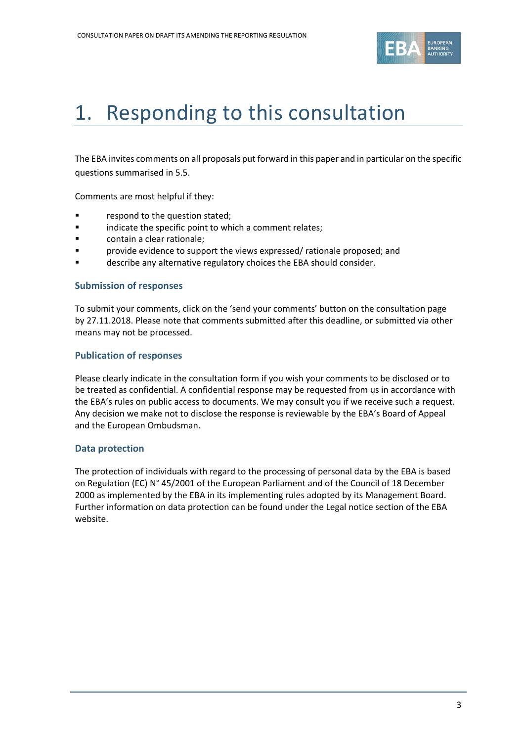# 1. Responding to this consultation

The EBA invites comments on all proposals put forward in this paper and in particular on the specific questions summarised in 5.5.

Comments are most helpful if they:

- respond to the question stated;
- indicate the specific point to which a comment relates;
- contain a clear rationale;
- provide evidence to support the views expressed/ rationale proposed; and
- describe any alternative regulatory choices the EBA should consider.

### Submission of responses

To submit your comments, click on the 'send your comments' button on the consultation page by 27.11.2018. Please note that comments submitted after this deadline, or submitted via other means may not be processed.

### Publication of responses

Please clearly indicate in the consultation form if you wish your comments to be disclosed or to be treated as confidential. A confidential response may be requested from us in accordance with the EBA's rules on public access to documents. We may consult you if we receive such a request. Any decision we make not to disclose the response is reviewable by the EBA's Board of Appeal and the European Ombudsman.

### Data protection

The protection of individuals with regard to the processing of personal data by the EBA is based on Regulation (EC) N° 45/2001 of the European Parliament and of the Council of 18 December 2000 as implemented by the EBA in its implementing rules adopted by its Management Board. Further information on data protection can be found under the Legal notice section of the EBA website.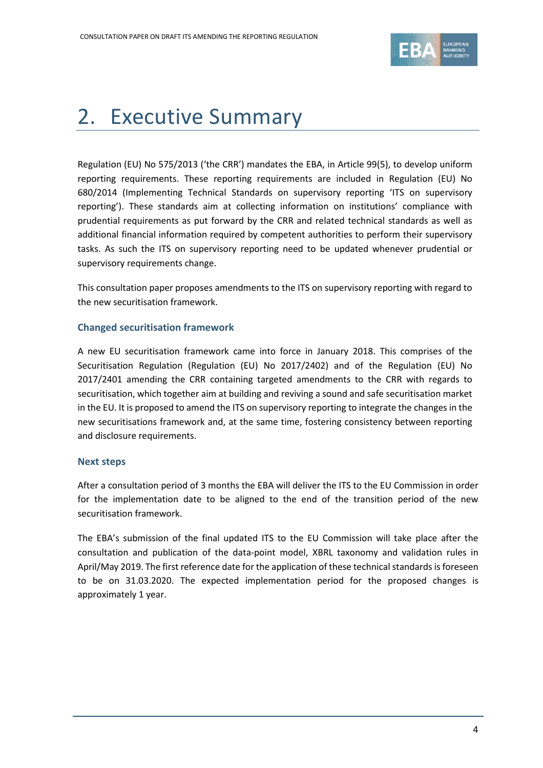# 2. Executive Summary

Regulation (EU) No 575/2013 ('the CRR') mandates the EBA, in Article 99(5), to develop uniform reporting requirements. These reporting requirements are included in Regulation (EU) No 680/2014 (Implementing Technical Standards on supervisory reporting 'ITS on supervisory reporting'). These standards aim at collecting information on institutions' compliance with prudential requirements as put forward by the CRR and related technical standards as well as additional financial information required by competent authorities to perform their supervisory tasks. As such the ITS on supervisory reporting need to be updated whenever prudential or supervisory requirements change.

This consultation paper proposes amendments to the ITS on supervisory reporting with regard to the new securitisation framework.

### Changed securitisation framework

A new EU securitisation framework came into force in January 2018. This comprises of the Securitisation Regulation (Regulation (EU) No 2017/2402) and of the Regulation (EU) No 2017/2401 amending the CRR containing targeted amendments to the CRR with regards to securitisation, which together aim at building and reviving a sound and safe securitisation market in the EU. It is proposed to amend the ITS on supervisory reporting to integrate the changes in the new securitisations framework and, at the same time, fostering consistency between reporting and disclosure requirements.

### Next steps

After a consultation period of 3 months the EBA will deliver the ITS to the EU Commission in order for the implementation date to be aligned to the end of the transition period of the new securitisation framework.

The EBA's submission of the final updated ITS to the EU Commission will take place after the consultation and publication of the data-point model, XBRL taxonomy and validation rules in April/May 2019. The first reference date for the application of these technical standards is foreseen to be on 31.03.2020. The expected implementation period for the proposed changes is approximately 1 year.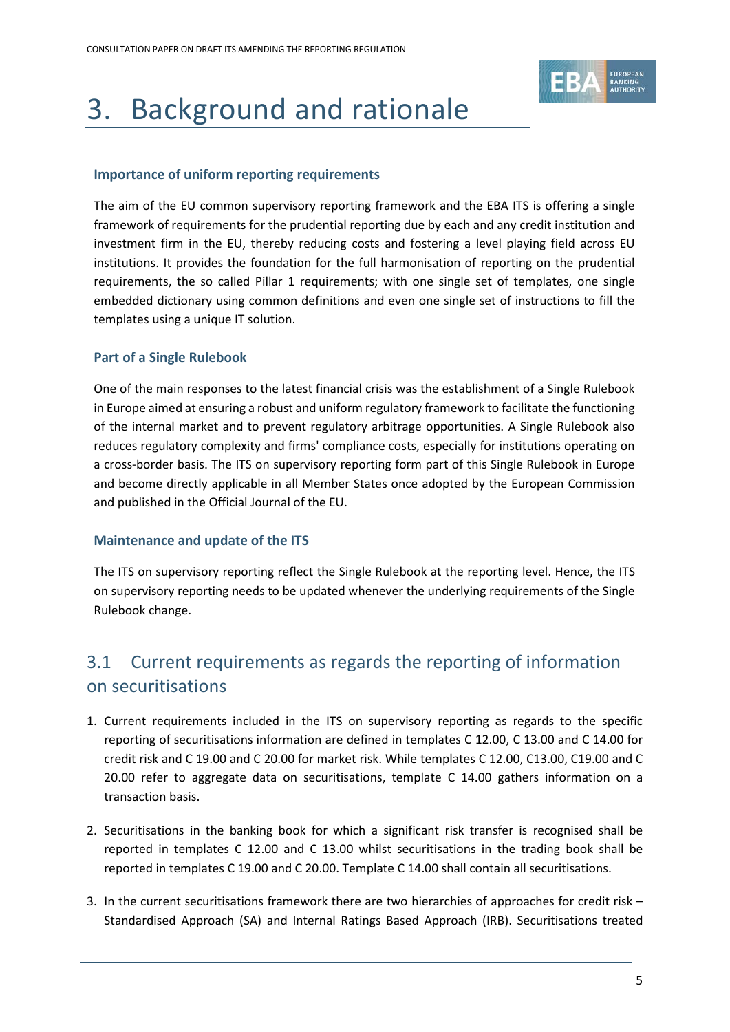# 3. Background and rationale

### Importance of uniform reporting requirements

The aim of the EU common supervisory reporting framework and the EBA ITS is offering a single framework of requirements for the prudential reporting due by each and any credit institution and investment firm in the EU, thereby reducing costs and fostering a level playing field across EU institutions. It provides the foundation for the full harmonisation of reporting on the prudential requirements, the so called Pillar 1 requirements; with one single set of templates, one single embedded dictionary using common definitions and even one single set of instructions to fill the templates using a unique IT solution.

### Part of a Single Rulebook

One of the main responses to the latest financial crisis was the establishment of a Single Rulebook in Europe aimed at ensuring a robust and uniform regulatory framework to facilitate the functioning of the internal market and to prevent regulatory arbitrage opportunities. A Single Rulebook also reduces regulatory complexity and firms' compliance costs, especially for institutions operating on a cross-border basis. The ITS on supervisory reporting form part of this Single Rulebook in Europe and become directly applicable in all Member States once adopted by the European Commission and published in the Official Journal of the EU.

### Maintenance and update of the ITS

The ITS on supervisory reporting reflect the Single Rulebook at the reporting level. Hence, the ITS on supervisory reporting needs to be updated whenever the underlying requirements of the Single Rulebook change.

## 3.1 Current requirements as regards the reporting of information on securitisations

1. Current requirements included in the ITS on supervisory reporting as regards to the specific reporting of securitisations information are defined in templates C 12.00, C 13.00 and C 14.00 for credit risk and C 19.00 and C 20.00 for market risk. While templates C 12.00, C13.00, C19.00 and C 20.00 refer to aggregate data on securitisations, template C 14.00 gathers information on a transaction basis.

2. Securitisations in the banking book for which a significant risk transfer is recognised shall be reported in templates C 12.00 and C 13.00 whilst securitisations in the trading book shall be reported in templates C 19.00 and C 20.00. Template C 14.00 shall contain all securitisations.

3. In the current securitisations framework there are two hierarchies of approaches for credit risk – Standardised Approach (SA) and Internal Ratings Based Approach (IRB). Securitisations treated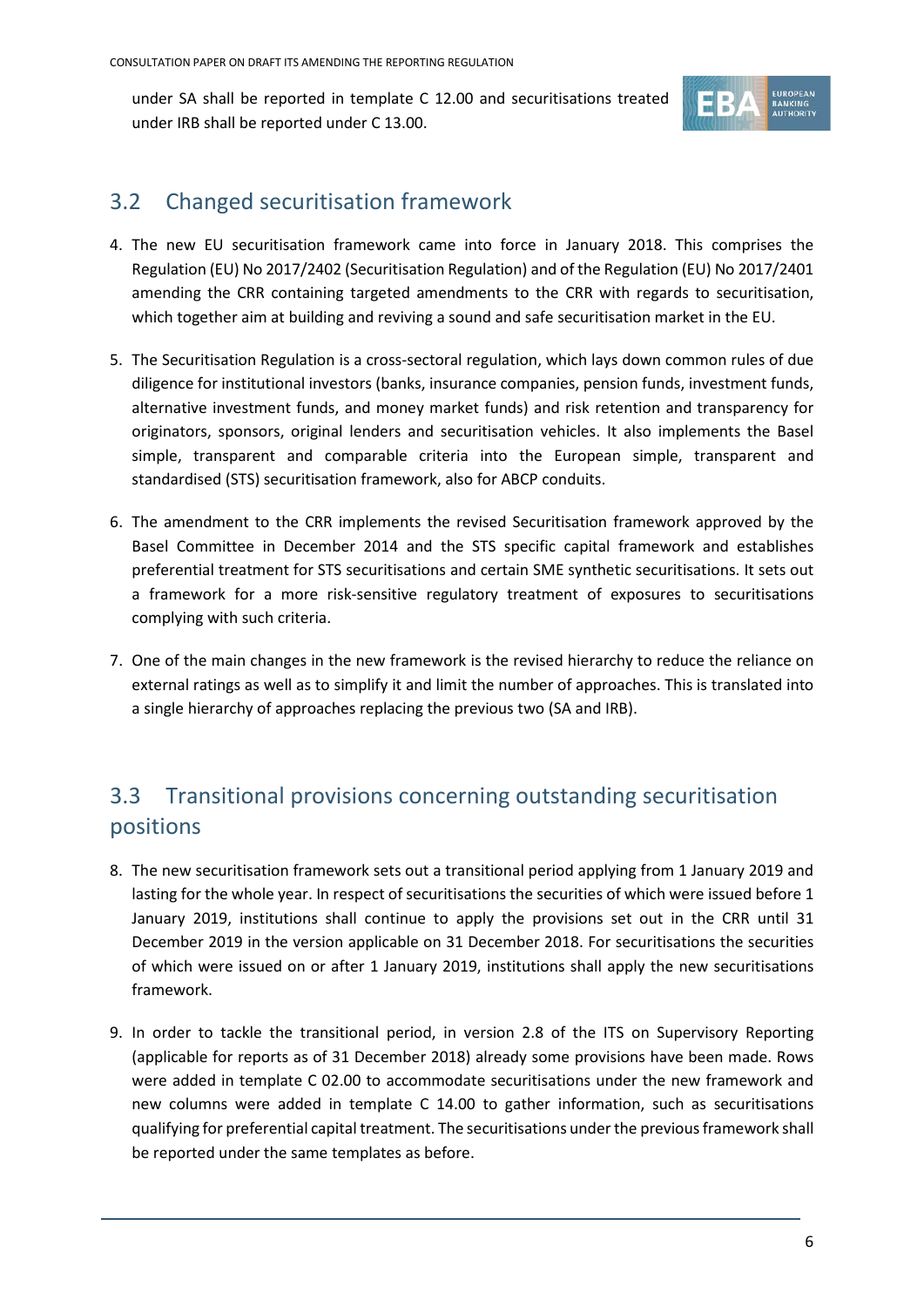under SA shall be reported in template C 12.00 and securitisations treated under IRB shall be reported under C 13.00.

## 3.2 Changed securitisation framework

4. The new EU securitisation framework came into force in January 2018. This comprises the Regulation (EU) No 2017/2402 (Securitisation Regulation) and of the Regulation (EU) No 2017/2401 amending the CRR containing targeted amendments to the CRR with regards to securitisation, which together aim at building and reviving a sound and safe securitisation market in the EU.

5. The Securitisation Regulation is a cross-sectoral regulation, which lays down common rules of due diligence for institutional investors (banks, insurance companies, pension funds, investment funds, alternative investment funds, and money market funds) and risk retention and transparency for originators, sponsors, original lenders and securitisation vehicles. It also implements the Basel simple, transparent and comparable criteria into the European simple, transparent and standardised (STS) securitisation framework, also for ABCP conduits.

6. The amendment to the CRR implements the revised Securitisation framework approved by the Basel Committee in December 2014 and the STS specific capital framework and establishes preferential treatment for STS securitisations and certain SME synthetic securitisations. It sets out a framework for a more risk-sensitive regulatory treatment of exposures to securitisations complying with such criteria.

7. One of the main changes in the new framework is the revised hierarchy to reduce the reliance on external ratings as well as to simplify it and limit the number of approaches. This is translated into a single hierarchy of approaches replacing the previous two (SA and IRB).

## 3.3 Transitional provisions concerning outstanding securitisation positions

8. The new securitisation framework sets out a transitional period applying from 1 January 2019 and lasting for the whole year. In respect of securitisations the securities of which were issued before 1 January 2019, institutions shall continue to apply the provisions set out in the CRR until 31 December 2019 in the version applicable on 31 December 2018. For securitisations the securities of which were issued on or after 1 January 2019, institutions shall apply the new securitisations framework.

9. In order to tackle the transitional period, in version 2.8 of the ITS on Supervisory Reporting (applicable for reports as of 31 December 2018) already some provisions have been made. Rows were added in template C 02.00 to accommodate securitisations under the new framework and new columns were added in template C 14.00 to gather information, such as securitisations qualifying for preferential capital treatment. The securitisations under the previous framework shall be reported under the same templates as before.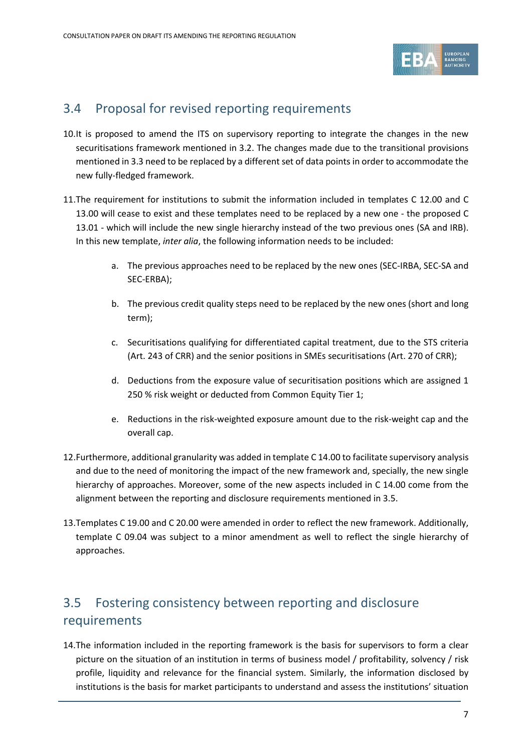## 3.4 Proposal for revised reporting requirements

10. It is proposed to amend the ITS on supervisory reporting to integrate the changes in the new securitisations framework mentioned in 3.2. The changes made due to the transitional provisions mentioned in 3.3 need to be replaced by a different set of data points in order to accommodate the new fully-fledged framework.

11. The requirement for institutions to submit the information included in templates C 12.00 and C 13.00 will cease to exist and these templates need to be replaced by a new one - the proposed C 13.01 - which will include the new single hierarchy instead of the two previous ones (SA and IRB). In this new template, *inter alia*, the following information needs to be included:

    a. The previous approaches need to be replaced by the new ones (SEC-IRBA, SEC-SA and SEC-ERBA);

    b. The previous credit quality steps need to be replaced by the new ones (short and long term);

    c. Securitisations qualifying for differentiated capital treatment, due to the STS criteria (Art. 243 of CRR) and the senior positions in SMEs securitisations (Art. 270 of CRR);

    d. Deductions from the exposure value of securitisation positions which are assigned 1 250 % risk weight or deducted from Common Equity Tier 1;

    e. Reductions in the risk-weighted exposure amount due to the risk-weight cap and the overall cap.

12. Furthermore, additional granularity was added in template C 14.00 to facilitate supervisory analysis and due to the need of monitoring the impact of the new framework and, specially, the new single hierarchy of approaches. Moreover, some of the new aspects included in C 14.00 come from the alignment between the reporting and disclosure requirements mentioned in 3.5.

13. Templates C 19.00 and C 20.00 were amended in order to reflect the new framework. Additionally, template C 09.04 was subject to a minor amendment as well to reflect the single hierarchy of approaches.

## 3.5 Fostering consistency between reporting and disclosure requirements

14. The information included in the reporting framework is the basis for supervisors to form a clear picture on the situation of an institution in terms of business model / profitability, solvency / risk profile, liquidity and relevance for the financial system. Similarly, the information disclosed by institutions is the basis for market participants to understand and assess the institutions' situation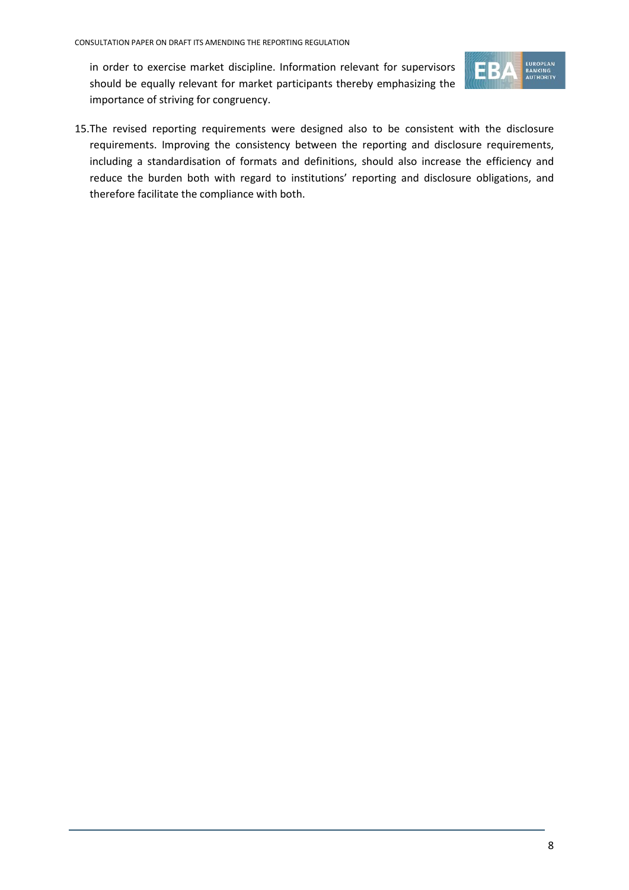in order to exercise market discipline. Information relevant for supervisors should be equally relevant for market participants thereby emphasizing the importance of striving for congruency.

15. The revised reporting requirements were designed also to be consistent with the disclosure requirements. Improving the consistency between the reporting and disclosure requirements, including a standardisation of formats and definitions, should also increase the efficiency and reduce the burden both with regard to institutions' reporting and disclosure obligations, and therefore facilitate the compliance with both.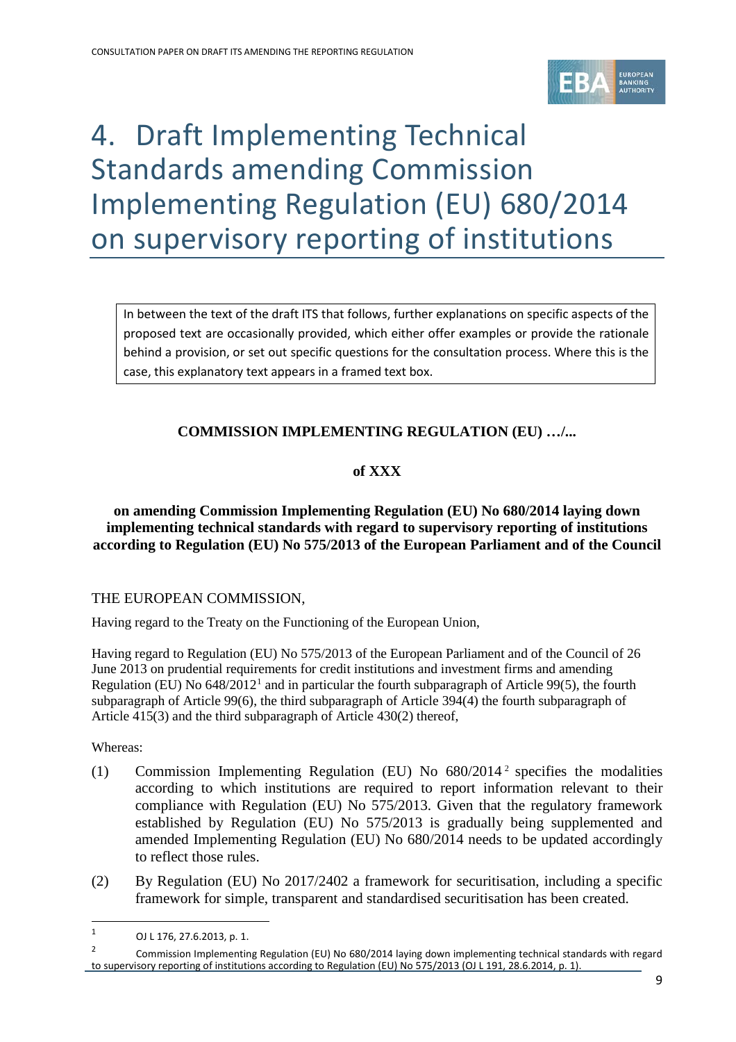# 4. Draft Implementing Technical Standards amending Commission Implementing Regulation (EU) 680/2014 on supervisory reporting of institutions

> In between the text of the draft ITS that follows, further explanations on specific aspects of the proposed text are occasionally provided, which either offer examples or provide the rationale behind a provision, or set out specific questions for the consultation process. Where this is the case, this explanatory text appears in a framed text box.

**COMMISSION IMPLEMENTING REGULATION (EU) …/...**

**of XXX**

**on amending Commission Implementing Regulation (EU) No 680/2014 laying down implementing technical standards with regard to supervisory reporting of institutions according to Regulation (EU) No 575/2013 of the European Parliament and of the Council**

THE EUROPEAN COMMISSION,

Having regard to the Treaty on the Functioning of the European Union,

Having regard to Regulation (EU) No 575/2013 of the European Parliament and of the Council of 26 June 2013 on prudential requirements for credit institutions and investment firms and amending Regulation (EU) No 648/2012[1] and in particular the fourth subparagraph of Article 99(5), the fourth subparagraph of Article 99(6), the third subparagraph of Article 394(4) the fourth subparagraph of Article 415(3) and the third subparagraph of Article 430(2) thereof,

Whereas:

(1) Commission Implementing Regulation (EU) No 680/2014[2] specifies the modalities according to which institutions are required to report information relevant to their compliance with Regulation (EU) No 575/2013. Given that the regulatory framework established by Regulation (EU) No 575/2013 is gradually being supplemented and amended Implementing Regulation (EU) No 680/2014 needs to be updated accordingly to reflect those rules.

(2) By Regulation (EU) No 2017/2402 a framework for securitisation, including a specific framework for simple, transparent and standardised securitisation has been created.

---

[1] OJ L 176, 27.6.2013, p. 1.

[2] Commission Implementing Regulation (EU) No 680/2014 laying down implementing technical standards with regard to supervisory reporting of institutions according to Regulation (EU) No 575/2013 (OJ L 191, 28.6.2014, p. 1).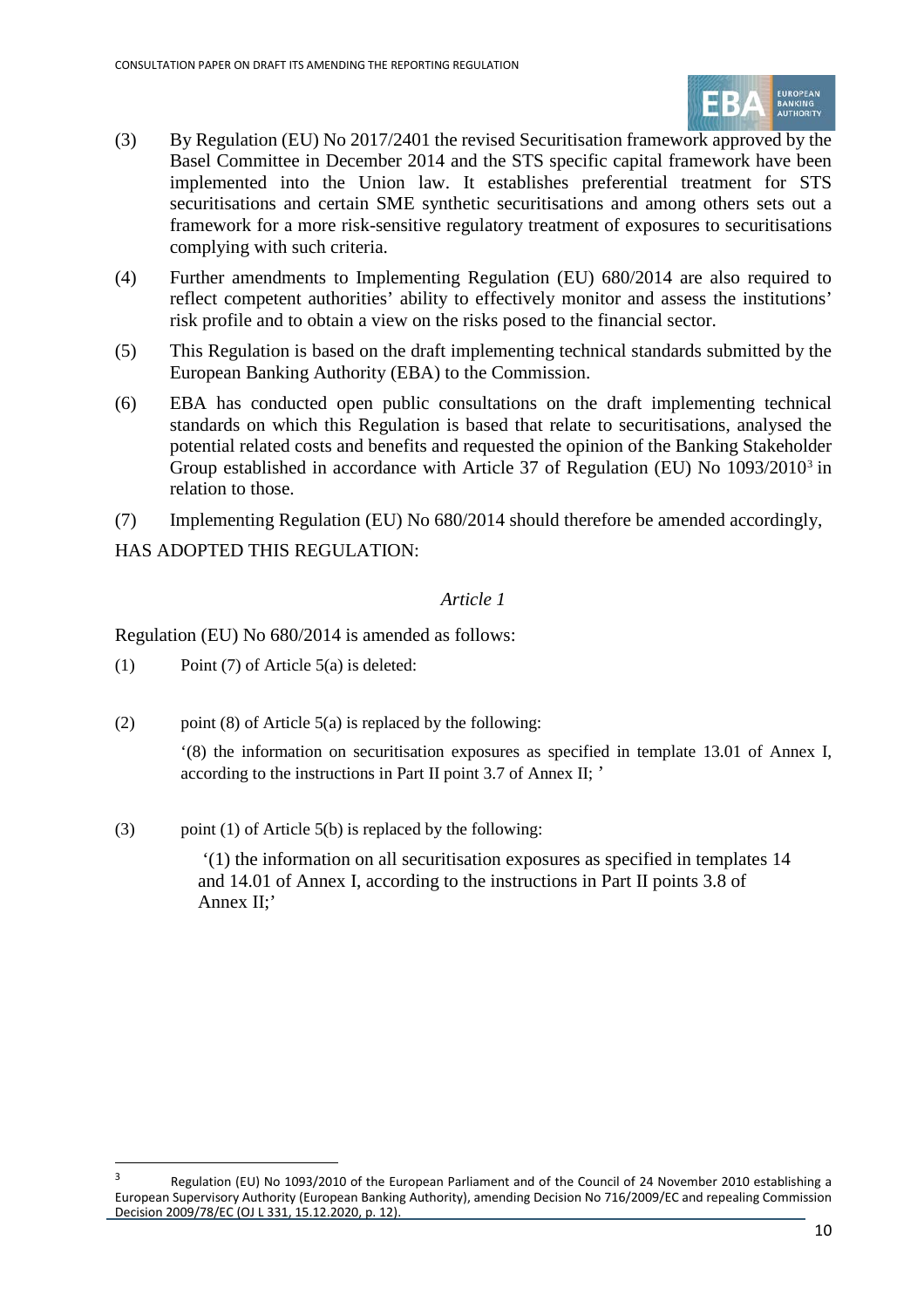(3) By Regulation (EU) No 2017/2401 the revised Securitisation framework approved by the Basel Committee in December 2014 and the STS specific capital framework have been implemented into the Union law. It establishes preferential treatment for STS securitisations and certain SME synthetic securitisations and among others sets out a framework for a more risk-sensitive regulatory treatment of exposures to securitisations complying with such criteria.

(4) Further amendments to Implementing Regulation (EU) 680/2014 are also required to reflect competent authorities' ability to effectively monitor and assess the institutions' risk profile and to obtain a view on the risks posed to the financial sector.

(5) This Regulation is based on the draft implementing technical standards submitted by the European Banking Authority (EBA) to the Commission.

(6) EBA has conducted open public consultations on the draft implementing technical standards on which this Regulation is based that relate to securitisations, analysed the potential related costs and benefits and requested the opinion of the Banking Stakeholder Group established in accordance with Article 37 of Regulation (EU) No 1093/2010[3] in relation to those.

(7) Implementing Regulation (EU) No 680/2014 should therefore be amended accordingly,

HAS ADOPTED THIS REGULATION:

*Article 1*

Regulation (EU) No 680/2014 is amended as follows:

(1) Point (7) of Article 5(a) is deleted:

(2) point (8) of Article 5(a) is replaced by the following:

'(8) the information on securitisation exposures as specified in template 13.01 of Annex I, according to the instructions in Part II point 3.7 of Annex II; '

(3) point (1) of Article 5(b) is replaced by the following:

'(1) the information on all securitisation exposures as specified in templates 14 and 14.01 of Annex I, according to the instructions in Part II points 3.8 of Annex II;'

---

[3] Regulation (EU) No 1093/2010 of the European Parliament and of the Council of 24 November 2010 establishing a European Supervisory Authority (European Banking Authority), amending Decision No 716/2009/EC and repealing Commission Decision 2009/78/EC (OJ L 331, 15.12.2020, p. 12).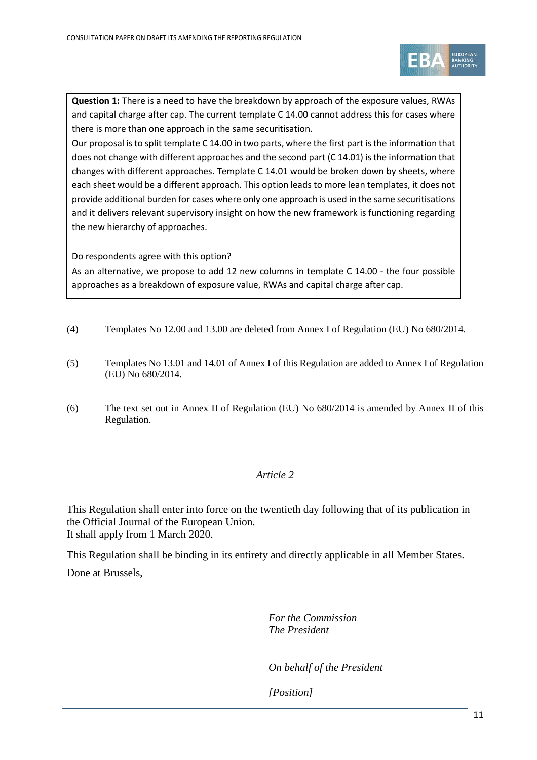**Question 1:** There is a need to have the breakdown by approach of the exposure values, RWAs and capital charge after cap. The current template C 14.00 cannot address this for cases where there is more than one approach in the same securitisation.

Our proposal is to split template C 14.00 in two parts, where the first part is the information that does not change with different approaches and the second part (C 14.01) is the information that changes with different approaches. Template C 14.01 would be broken down by sheets, where each sheet would be a different approach. This option leads to more lean templates, it does not provide additional burden for cases where only one approach is used in the same securitisations and it delivers relevant supervisory insight on how the new framework is functioning regarding the new hierarchy of approaches.

Do respondents agree with this option?

As an alternative, we propose to add 12 new columns in template C 14.00 - the four possible approaches as a breakdown of exposure value, RWAs and capital charge after cap.

(4) Templates No 12.00 and 13.00 are deleted from Annex I of Regulation (EU) No 680/2014.

(5) Templates No 13.01 and 14.01 of Annex I of this Regulation are added to Annex I of Regulation (EU) No 680/2014.

(6) The text set out in Annex II of Regulation (EU) No 680/2014 is amended by Annex II of this Regulation.

*Article 2*

This Regulation shall enter into force on the twentieth day following that of its publication in the Official Journal of the European Union.
It shall apply from 1 March 2020.

This Regulation shall be binding in its entirety and directly applicable in all Member States.

Done at Brussels,

*For the Commission*
*The President*

*On behalf of the President*

*[Position]*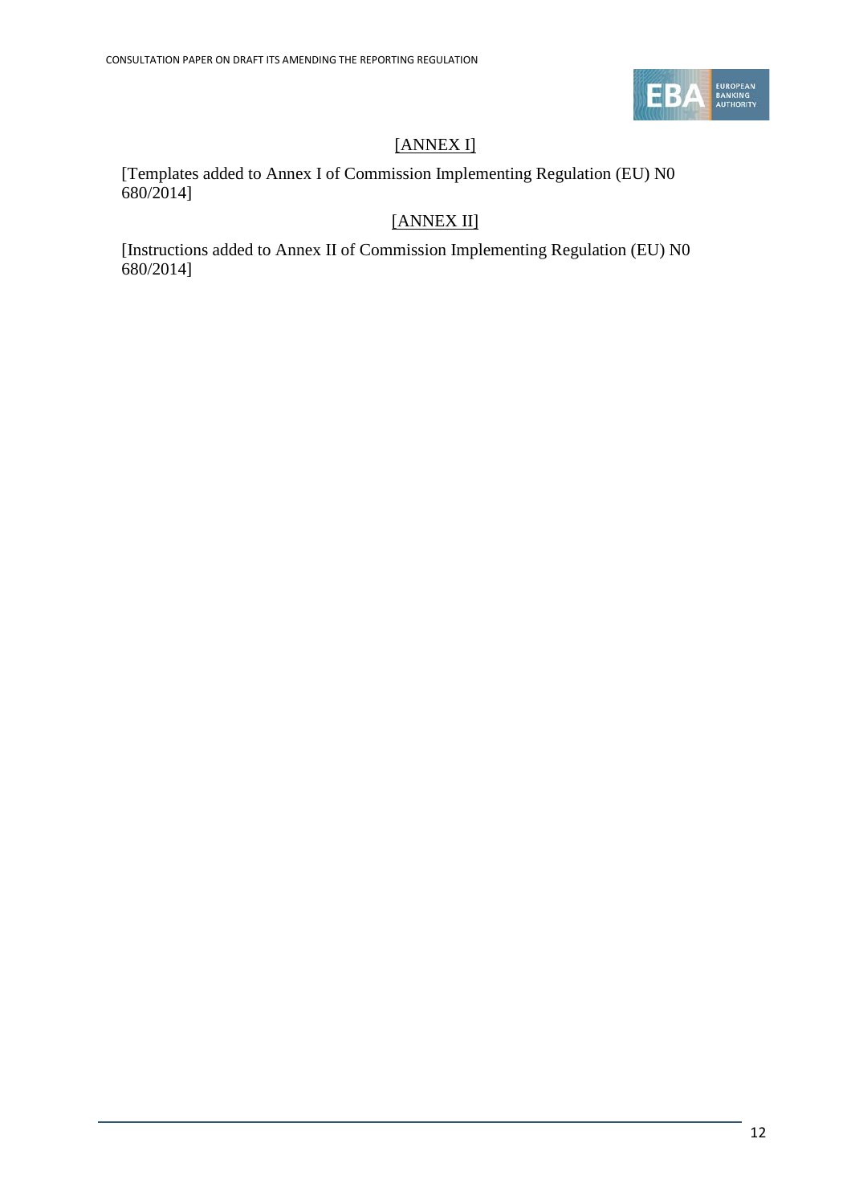[ANNEX I]

[Templates added to Annex I of Commission Implementing Regulation (EU) N0 680/2014]

[ANNEX II]

[Instructions added to Annex II of Commission Implementing Regulation (EU) N0 680/2014]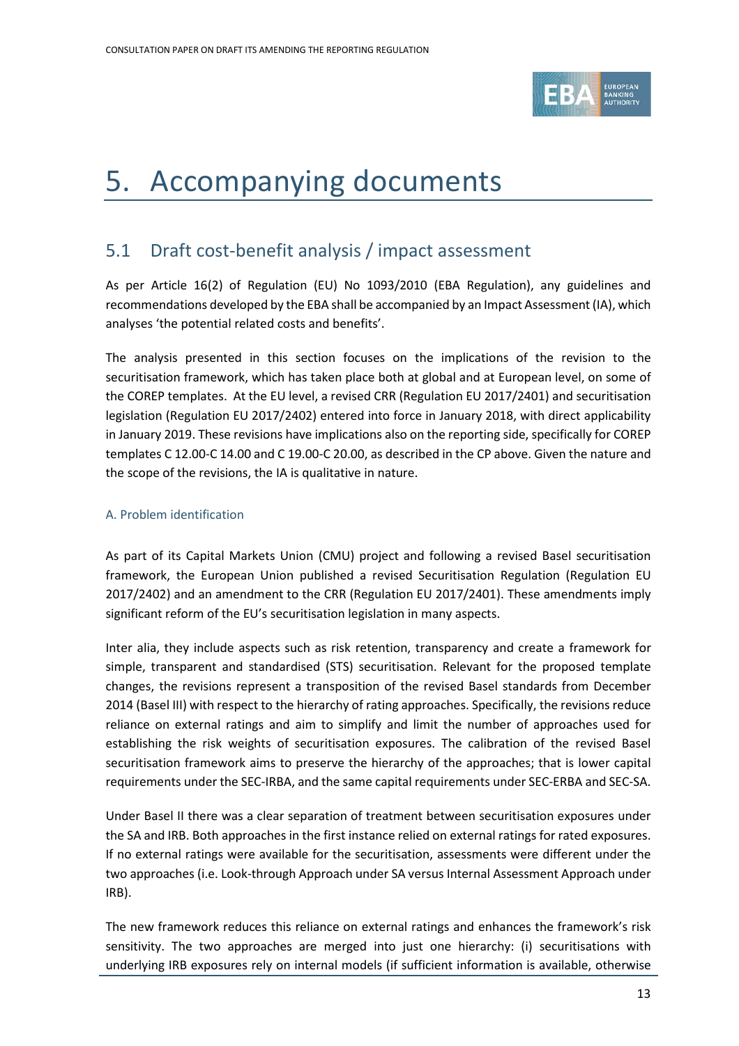# 5. Accompanying documents

## 5.1 Draft cost-benefit analysis / impact assessment

As per Article 16(2) of Regulation (EU) No 1093/2010 (EBA Regulation), any guidelines and recommendations developed by the EBA shall be accompanied by an Impact Assessment (IA), which analyses 'the potential related costs and benefits'.

The analysis presented in this section focuses on the implications of the revision to the securitisation framework, which has taken place both at global and at European level, on some of the COREP templates. At the EU level, a revised CRR (Regulation EU 2017/2401) and securitisation legislation (Regulation EU 2017/2402) entered into force in January 2018, with direct applicability in January 2019. These revisions have implications also on the reporting side, specifically for COREP templates C 12.00-C 14.00 and C 19.00-C 20.00, as described in the CP above. Given the nature and the scope of the revisions, the IA is qualitative in nature.

### A. Problem identification

As part of its Capital Markets Union (CMU) project and following a revised Basel securitisation framework, the European Union published a revised Securitisation Regulation (Regulation EU 2017/2402) and an amendment to the CRR (Regulation EU 2017/2401). These amendments imply significant reform of the EU's securitisation legislation in many aspects.

Inter alia, they include aspects such as risk retention, transparency and create a framework for simple, transparent and standardised (STS) securitisation. Relevant for the proposed template changes, the revisions represent a transposition of the revised Basel standards from December 2014 (Basel III) with respect to the hierarchy of rating approaches. Specifically, the revisions reduce reliance on external ratings and aim to simplify and limit the number of approaches used for establishing the risk weights of securitisation exposures. The calibration of the revised Basel securitisation framework aims to preserve the hierarchy of the approaches; that is lower capital requirements under the SEC-IRBA, and the same capital requirements under SEC-ERBA and SEC-SA.

Under Basel II there was a clear separation of treatment between securitisation exposures under the SA and IRB. Both approaches in the first instance relied on external ratings for rated exposures. If no external ratings were available for the securitisation, assessments were different under the two approaches (i.e. Look-through Approach under SA versus Internal Assessment Approach under IRB).

The new framework reduces this reliance on external ratings and enhances the framework's risk sensitivity. The two approaches are merged into just one hierarchy: (i) securitisations with underlying IRB exposures rely on internal models (if sufficient information is available, otherwise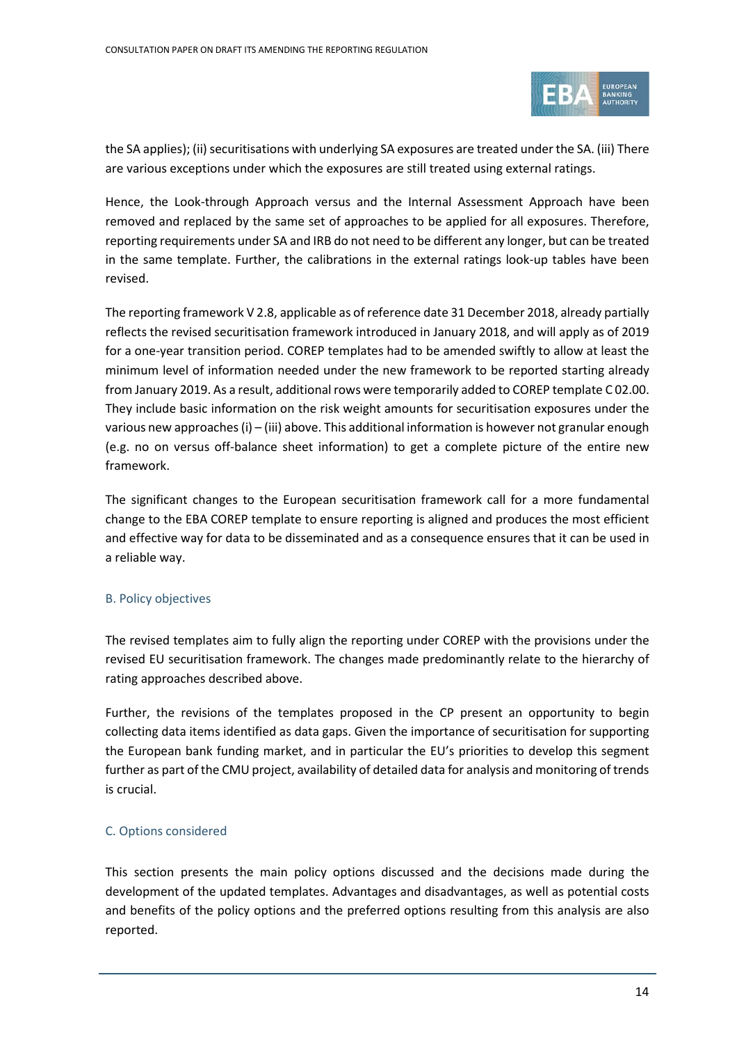the SA applies); (ii) securitisations with underlying SA exposures are treated under the SA. (iii) There are various exceptions under which the exposures are still treated using external ratings.

Hence, the Look-through Approach versus and the Internal Assessment Approach have been removed and replaced by the same set of approaches to be applied for all exposures. Therefore, reporting requirements under SA and IRB do not need to be different any longer, but can be treated in the same template. Further, the calibrations in the external ratings look-up tables have been revised.

The reporting framework V 2.8, applicable as of reference date 31 December 2018, already partially reflects the revised securitisation framework introduced in January 2018, and will apply as of 2019 for a one-year transition period. COREP templates had to be amended swiftly to allow at least the minimum level of information needed under the new framework to be reported starting already from January 2019. As a result, additional rows were temporarily added to COREP template C 02.00. They include basic information on the risk weight amounts for securitisation exposures under the various new approaches (i) – (iii) above. This additional information is however not granular enough (e.g. no on versus off-balance sheet information) to get a complete picture of the entire new framework.

The significant changes to the European securitisation framework call for a more fundamental change to the EBA COREP template to ensure reporting is aligned and produces the most efficient and effective way for data to be disseminated and as a consequence ensures that it can be used in a reliable way.

### B. Policy objectives

The revised templates aim to fully align the reporting under COREP with the provisions under the revised EU securitisation framework. The changes made predominantly relate to the hierarchy of rating approaches described above.

Further, the revisions of the templates proposed in the CP present an opportunity to begin collecting data items identified as data gaps. Given the importance of securitisation for supporting the European bank funding market, and in particular the EU's priorities to develop this segment further as part of the CMU project, availability of detailed data for analysis and monitoring of trends is crucial.

### C. Options considered

This section presents the main policy options discussed and the decisions made during the development of the updated templates. Advantages and disadvantages, as well as potential costs and benefits of the policy options and the preferred options resulting from this analysis are also reported.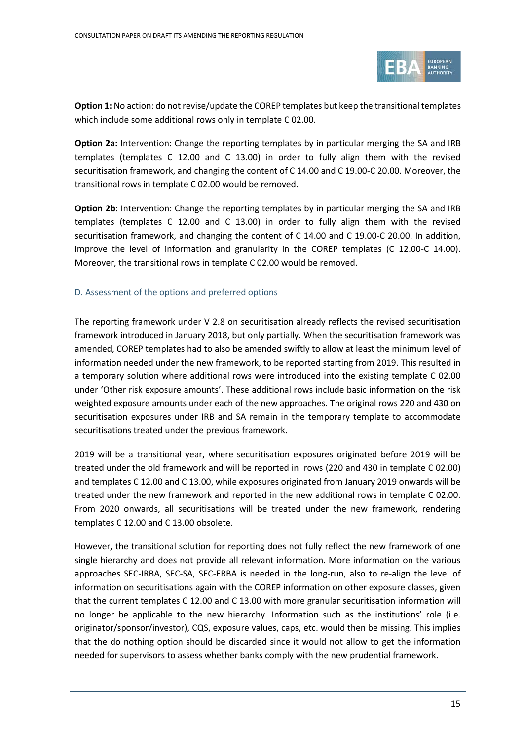**Option 1:** No action: do not revise/update the COREP templates but keep the transitional templates which include some additional rows only in template C 02.00.

**Option 2a:** Intervention: Change the reporting templates by in particular merging the SA and IRB templates (templates C 12.00 and C 13.00) in order to fully align them with the revised securitisation framework, and changing the content of C 14.00 and C 19.00-C 20.00. Moreover, the transitional rows in template C 02.00 would be removed.

**Option 2b**: Intervention: Change the reporting templates by in particular merging the SA and IRB templates (templates C 12.00 and C 13.00) in order to fully align them with the revised securitisation framework, and changing the content of C 14.00 and C 19.00-C 20.00. In addition, improve the level of information and granularity in the COREP templates (C 12.00-C 14.00). Moreover, the transitional rows in template C 02.00 would removed.

## D. Assessment of the options and preferred options

The reporting framework under V 2.8 on securitisation already reflects the revised securitisation framework introduced in January 2018, but only partially. When the securitisation framework was amended, COREP templates had to also be amended swiftly to allow at least the minimum level of information needed under the new framework, to be reported starting from 2019. This resulted in a temporary solution where additional rows were introduced into the existing template C 02.00 under 'Other risk exposure amounts'. These additional rows include basic information on the risk weighted exposure amounts under each of the new approaches. The original rows 220 and 430 on securitisation exposures under IRB and SA remain in the temporary template to accommodate securitisations treated under the previous framework.

2019 will be a transitional year, where securitisation exposures originated before 2019 will be treated under the old framework and will be reported in rows (220 and 430 in template C 02.00) and templates C 12.00 and C 13.00, while exposures originated from January 2019 onwards will be treated under the new framework and reported in the new additional rows in template C 02.00. From 2020 onwards, all securitisations will be treated under the new framework, rendering templates C 12.00 and C 13.00 obsolete.

However, the transitional solution for reporting does not fully reflect the new framework of one single hierarchy and does not provide all relevant information. More information on the various approaches SEC-IRBA, SEC-SA, SEC-ERBA is needed in the long-run, also to re-align the level of information on securitisations again with the COREP information on other exposure classes, given that the current templates C 12.00 and C 13.00 with more granular securitisation information will no longer be applicable to the new hierarchy. Information such as the institutions' role (i.e. originator/sponsor/investor), CQS, exposure values, caps, etc. would then be missing. This implies that the do nothing option should be discarded since it would not allow to get the information needed for supervisors to assess whether banks comply with the new prudential framework.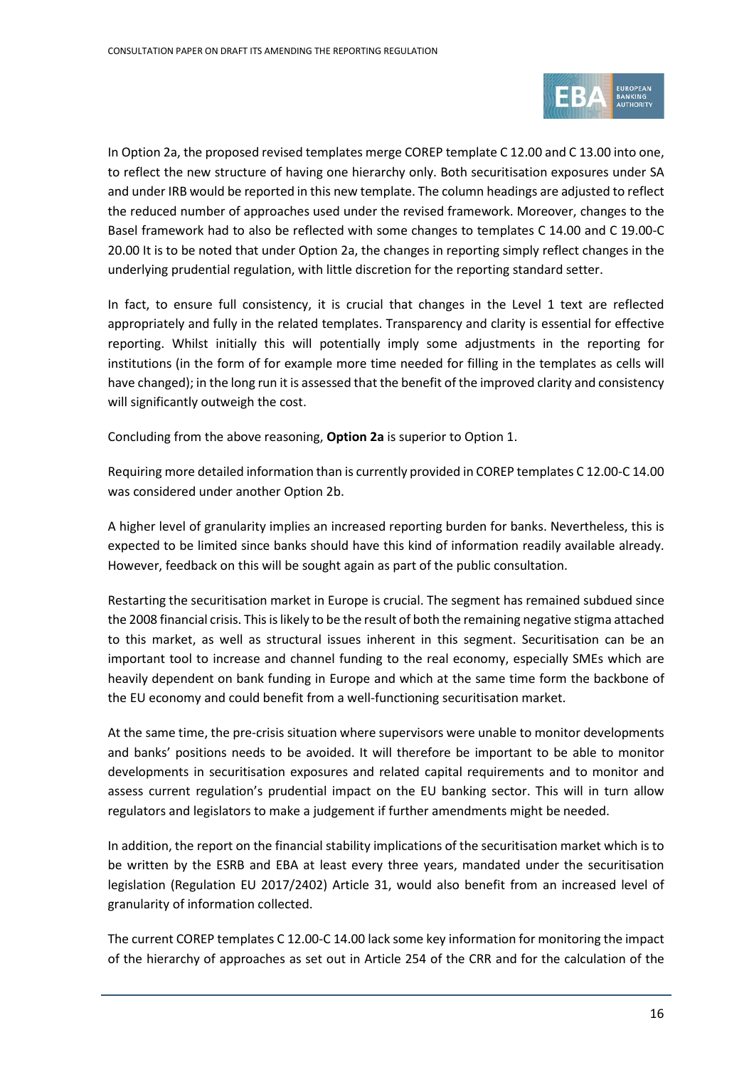In Option 2a, the proposed revised templates merge COREP template C 12.00 and C 13.00 into one, to reflect the new structure of having one hierarchy only. Both securitisation exposures under SA and under IRB would be reported in this new template. The column headings are adjusted to reflect the reduced number of approaches used under the revised framework. Moreover, changes to the Basel framework had to also be reflected with some changes to templates C 14.00 and C 19.00-C 20.00 It is to be noted that under Option 2a, the changes in reporting simply reflect changes in the underlying prudential regulation, with little discretion for the reporting standard setter.

In fact, to ensure full consistency, it is crucial that changes in the Level 1 text are reflected appropriately and fully in the related templates. Transparency and clarity is essential for effective reporting. Whilst initially this will potentially imply some adjustments in the reporting for institutions (in the form of for example more time needed for filling in the templates as cells will have changed); in the long run it is assessed that the benefit of the improved clarity and consistency will significantly outweigh the cost.

Concluding from the above reasoning, **Option 2a** is superior to Option 1.

Requiring more detailed information than is currently provided in COREP templates C 12.00-C 14.00 was considered under another Option 2b.

A higher level of granularity implies an increased reporting burden for banks. Nevertheless, this is expected to be limited since banks should have this kind of information readily available already. However, feedback on this will be sought again as part of the public consultation.

Restarting the securitisation market in Europe is crucial. The segment has remained subdued since the 2008 financial crisis. This is likely to be the result of both the remaining negative stigma attached to this market, as well as structural issues inherent in this segment. Securitisation can be an important tool to increase and channel funding to the real economy, especially SMEs which are heavily dependent on bank funding in Europe and which at the same time form the backbone of the EU economy and could benefit from a well-functioning securitisation market.

At the same time, the pre-crisis situation where supervisors were unable to monitor developments and banks' positions needs to be avoided. It will therefore be important to be able to monitor developments in securitisation exposures and related capital requirements and to monitor and assess current regulation's prudential impact on the EU banking sector. This will in turn allow regulators and legislators to make a judgement if further amendments might be needed.

In addition, the report on the financial stability implications of the securitisation market which is to be written by the ESRB and EBA at least every three years, mandated under the securitisation legislation (Regulation EU 2017/2402) Article 31, would also benefit from an increased level of granularity of information collected.

The current COREP templates C 12.00-C 14.00 lack some key information for monitoring the impact of the hierarchy of approaches as set out in Article 254 of the CRR and for the calculation of the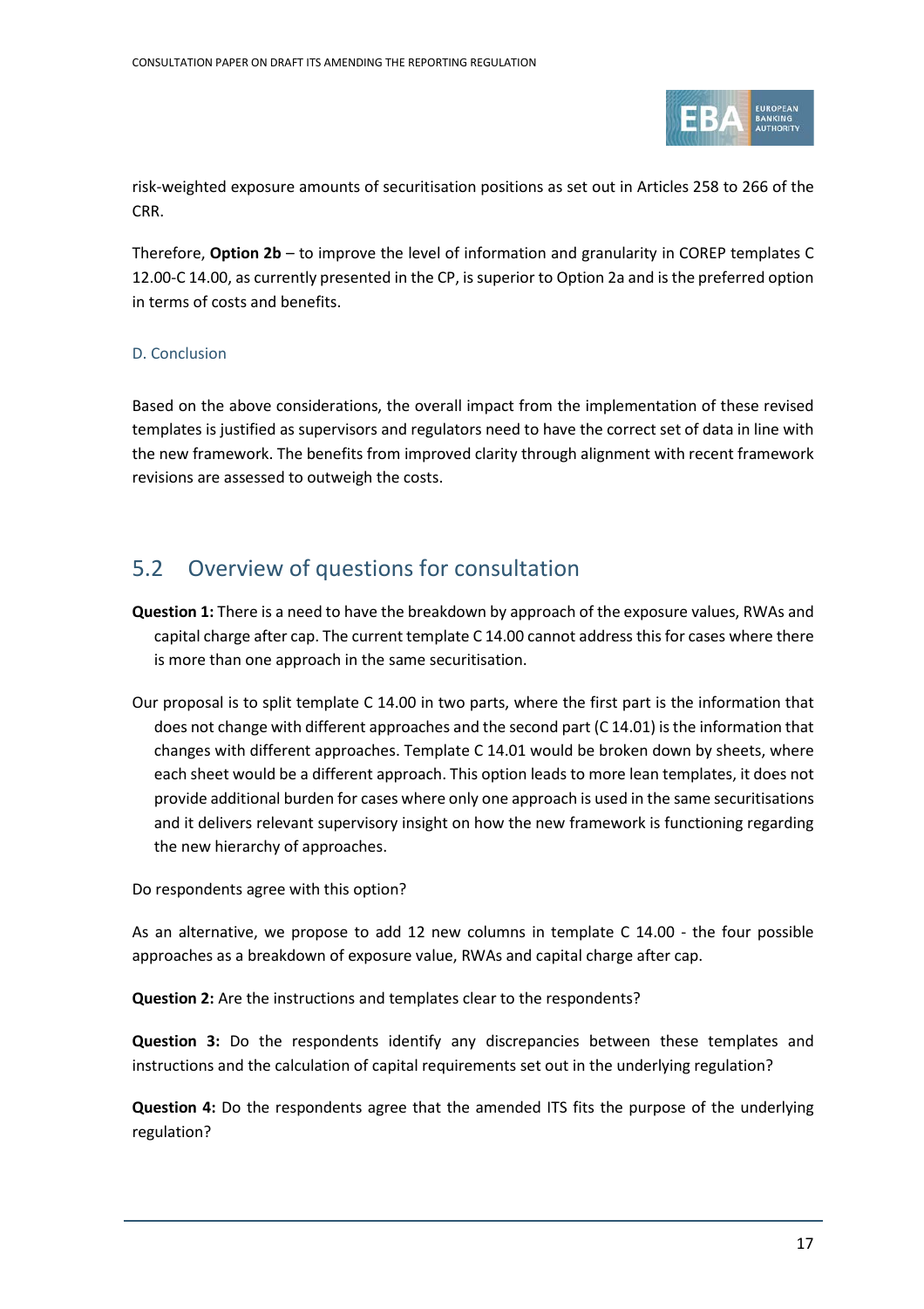risk-weighted exposure amounts of securitisation positions as set out in Articles 258 to 266 of the CRR.

Therefore, **Option 2b** – to improve the level of information and granularity in COREP templates C 12.00-C 14.00, as currently presented in the CP, is superior to Option 2a and is the preferred option in terms of costs and benefits.

### D. Conclusion

Based on the above considerations, the overall impact from the implementation of these revised templates is justified as supervisors and regulators need to have the correct set of data in line with the new framework. The benefits from improved clarity through alignment with recent framework revisions are assessed to outweigh the costs.

## 5.2 Overview of questions for consultation

**Question 1:** There is a need to have the breakdown by approach of the exposure values, RWAs and capital charge after cap. The current template C 14.00 cannot address this for cases where there is more than one approach in the same securitisation.

Our proposal is to split template C 14.00 in two parts, where the first part is the information that does not change with different approaches and the second part (C 14.01) is the information that changes with different approaches. Template C 14.01 would be broken down by sheets, where each sheet would be a different approach. This option leads to more lean templates, it does not provide additional burden for cases where only one approach is used in the same securitisations and it delivers relevant supervisory insight on how the new framework is functioning regarding the new hierarchy of approaches.

Do respondents agree with this option?

As an alternative, we propose to add 12 new columns in template C 14.00 - the four possible approaches as a breakdown of exposure value, RWAs and capital charge after cap.

**Question 2:** Are the instructions and templates clear to the respondents?

**Question 3:** Do the respondents identify any discrepancies between these templates and instructions and the calculation of capital requirements set out in the underlying regulation?

**Question 4:** Do the respondents agree that the amended ITS fits the purpose of the underlying regulation?